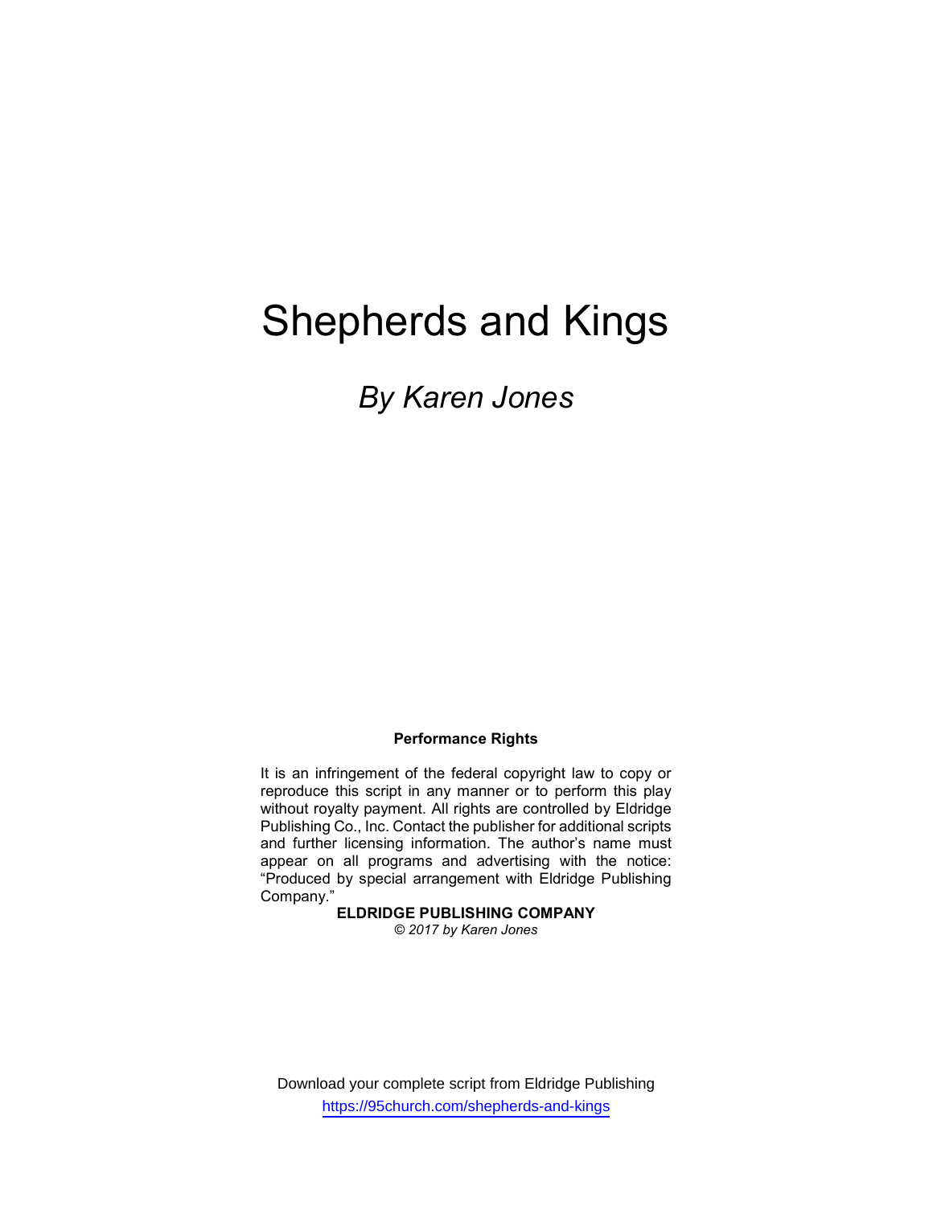# Shepherds and Kings

## *By Karen Jones*

**Performance Rights**

It is an infringement of the federal copyright law to copy or reproduce this script in any manner or to perform this play without royalty payment. All rights are controlled by Eldridge Publishing Co., Inc. Contact the publisher for additional scripts and further licensing information. The author's name must appear on all programs and advertising with the notice: "Produced by special arrangement with Eldridge Publishing Company."

**ELDRIDGE PUBLISHING COMPANY**

*© 2017 by Karen Jones*

Download your complete script from Eldridge Publishing
https://95church.com/shepherds-and-kings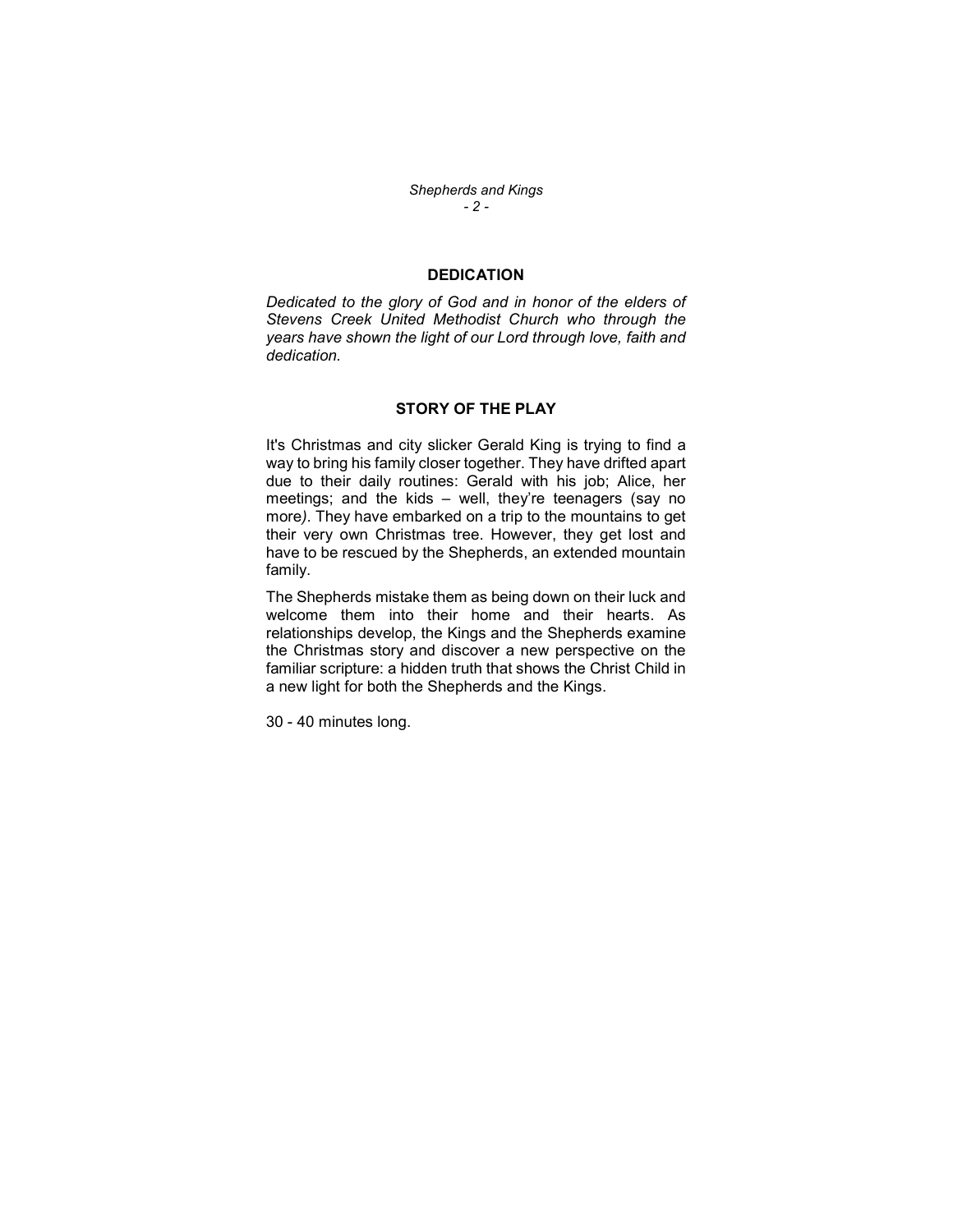## DEDICATION

*Dedicated to the glory of God and in honor of the elders of Stevens Creek United Methodist Church who through the years have shown the light of our Lord through love, faith and dedication.*

## STORY OF THE PLAY

It's Christmas and city slicker Gerald King is trying to find a way to bring his family closer together. They have drifted apart due to their daily routines: Gerald with his job; Alice, her meetings; and the kids – well, they're teenagers (say no more*)*. They have embarked on a trip to the mountains to get their very own Christmas tree. However, they get lost and have to be rescued by the Shepherds, an extended mountain family.

The Shepherds mistake them as being down on their luck and welcome them into their home and their hearts. As relationships develop, the Kings and the Shepherds examine the Christmas story and discover a new perspective on the familiar scripture: a hidden truth that shows the Christ Child in a new light for both the Shepherds and the Kings.

30 - 40 minutes long.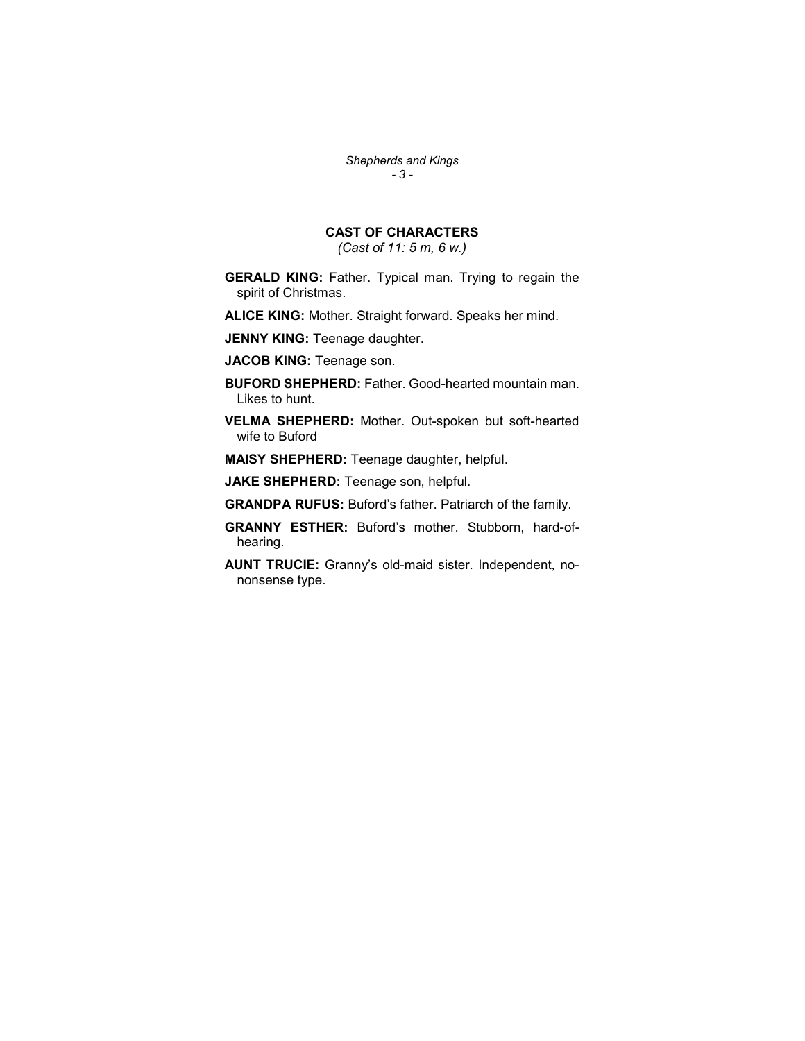## CAST OF CHARACTERS

*(Cast of 11: 5 m, 6 w.)*

**GERALD KING:** Father. Typical man. Trying to regain the spirit of Christmas.

**ALICE KING:** Mother. Straight forward. Speaks her mind.

**JENNY KING:** Teenage daughter.

**JACOB KING:** Teenage son.

**BUFORD SHEPHERD:** Father. Good-hearted mountain man. Likes to hunt.

**VELMA SHEPHERD:** Mother. Out-spoken but soft-hearted wife to Buford

**MAISY SHEPHERD:** Teenage daughter, helpful.

**JAKE SHEPHERD:** Teenage son, helpful.

**GRANDPA RUFUS:** Buford's father. Patriarch of the family.

**GRANNY ESTHER:** Buford's mother. Stubborn, hard-of-hearing.

**AUNT TRUCIE:** Granny's old-maid sister. Independent, no-nonsense type.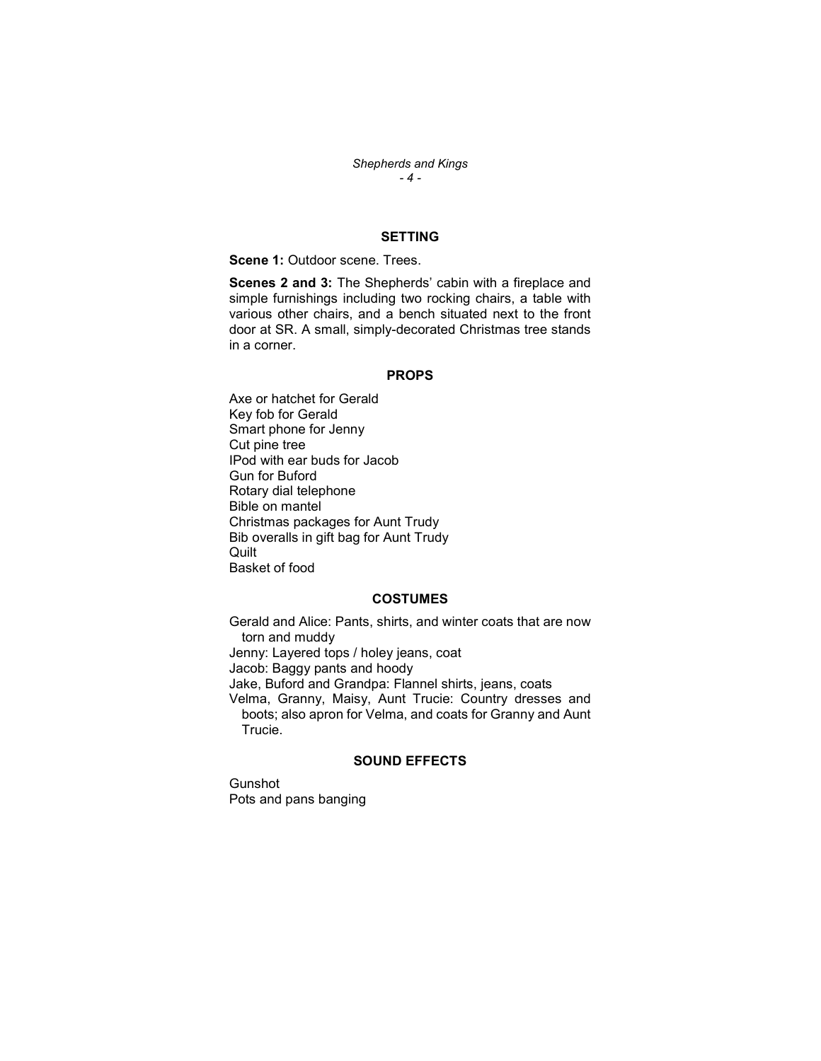## SETTING

**Scene 1:** Outdoor scene. Trees.

**Scenes 2 and 3:** The Shepherds' cabin with a fireplace and simple furnishings including two rocking chairs, a table with various other chairs, and a bench situated next to the front door at SR. A small, simply-decorated Christmas tree stands in a corner.

## PROPS

Axe or hatchet for Gerald  
Key fob for Gerald  
Smart phone for Jenny  
Cut pine tree  
IPod with ear buds for Jacob  
Gun for Buford  
Rotary dial telephone  
Bible on mantel  
Christmas packages for Aunt Trudy  
Bib overalls in gift bag for Aunt Trudy  
Quilt  
Basket of food

## COSTUMES

Gerald and Alice: Pants, shirts, and winter coats that are now torn and muddy  
Jenny: Layered tops / holey jeans, coat  
Jacob: Baggy pants and hoody  
Jake, Buford and Grandpa: Flannel shirts, jeans, coats  
Velma, Granny, Maisy, Aunt Trucie: Country dresses and boots; also apron for Velma, and coats for Granny and Aunt Trucie.

## SOUND EFFECTS

Gunshot  
Pots and pans banging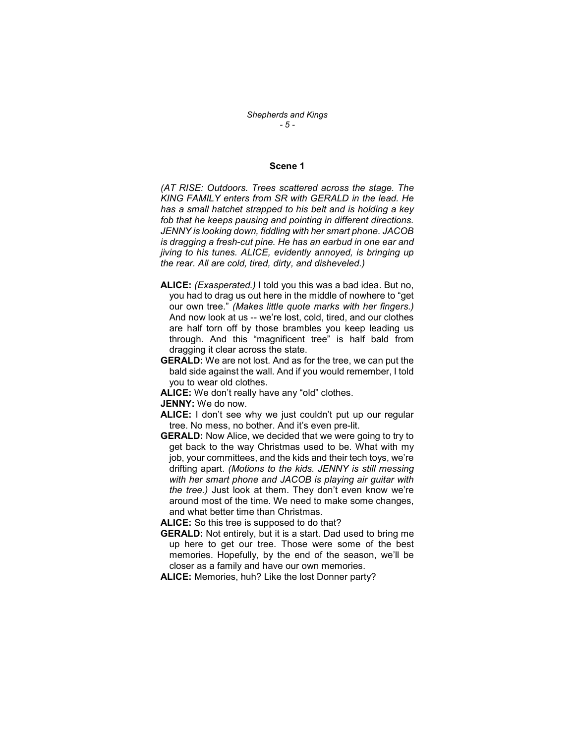### Scene 1

*(AT RISE: Outdoors. Trees scattered across the stage. The KING FAMILY enters from SR with GERALD in the lead. He has a small hatchet strapped to his belt and is holding a key fob that he keeps pausing and pointing in different directions. JENNY is looking down, fiddling with her smart phone. JACOB is dragging a fresh-cut pine. He has an earbud in one ear and jiving to his tunes. ALICE, evidently annoyed, is bringing up the rear. All are cold, tired, dirty, and disheveled.)*

**ALICE:** *(Exasperated.)* I told you this was a bad idea. But no, you had to drag us out here in the middle of nowhere to "get our own tree." *(Makes little quote marks with her fingers.)* And now look at us -- we're lost, cold, tired, and our clothes are half torn off by those brambles you keep leading us through. And this "magnificent tree" is half bald from dragging it clear across the state.

**GERALD:** We are not lost. And as for the tree, we can put the bald side against the wall. And if you would remember, I told you to wear old clothes.

**ALICE:** We don't really have any "old" clothes.

**JENNY:** We do now.

**ALICE:** I don't see why we just couldn't put up our regular tree. No mess, no bother. And it's even pre-lit.

**GERALD:** Now Alice, we decided that we were going to try to get back to the way Christmas used to be. What with my job, your committees, and the kids and their tech toys, we're drifting apart. *(Motions to the kids. JENNY is still messing with her smart phone and JACOB is playing air guitar with the tree.)* Just look at them. They don't even know we're around most of the time. We need to make some changes, and what better time than Christmas.

**ALICE:** So this tree is supposed to do that?

**GERALD:** Not entirely, but it is a start. Dad used to bring me up here to get our tree. Those were some of the best memories. Hopefully, by the end of the season, we'll be closer as a family and have our own memories.

**ALICE:** Memories, huh? Like the lost Donner party?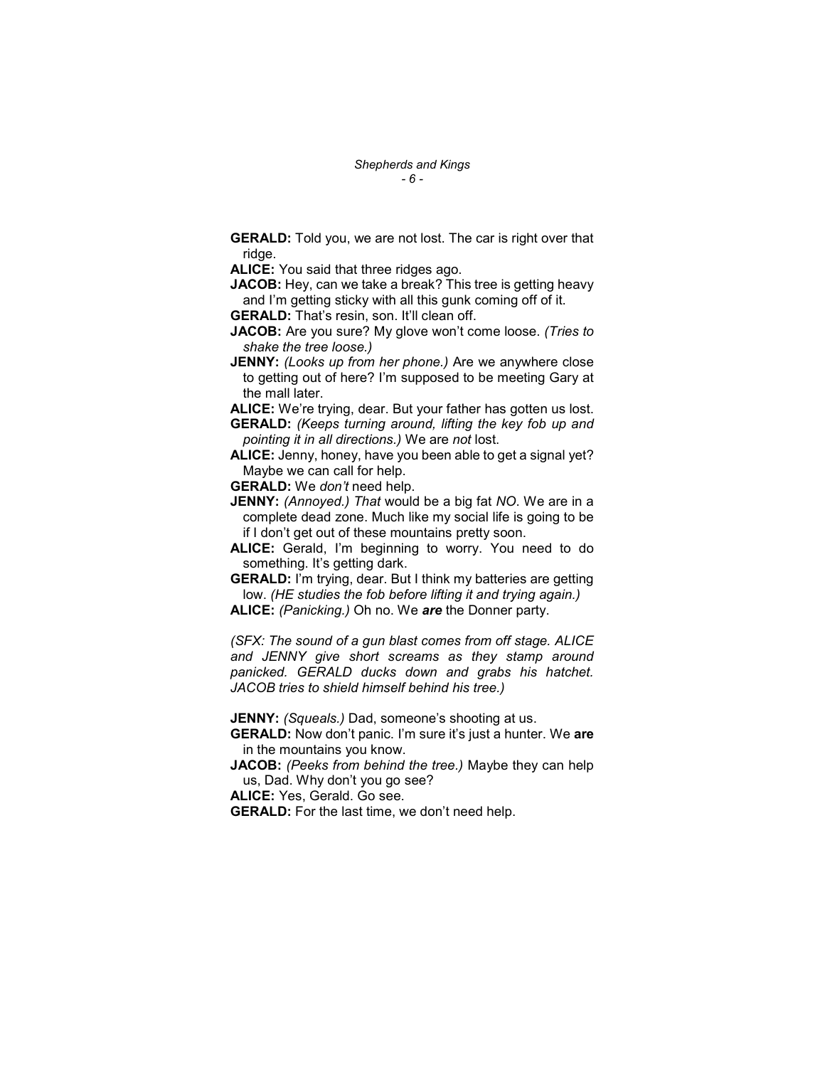**GERALD:** Told you, we are not lost. The car is right over that ridge.

**ALICE:** You said that three ridges ago.

**JACOB:** Hey, can we take a break? This tree is getting heavy and I'm getting sticky with all this gunk coming off of it.

**GERALD:** That's resin, son. It'll clean off.

**JACOB:** Are you sure? My glove won't come loose. *(Tries to shake the tree loose.)*

**JENNY:** *(Looks up from her phone.)* Are we anywhere close to getting out of here? I'm supposed to be meeting Gary at the mall later.

**ALICE:** We're trying, dear. But your father has gotten us lost.

**GERALD:** *(Keeps turning around, lifting the key fob up and pointing it in all directions.)* We are *not* lost.

**ALICE:** Jenny, honey, have you been able to get a signal yet? Maybe we can call for help.

**GERALD:** We *don't* need help.

**JENNY:** *(Annoyed.) That* would be a big fat *NO*. We are in a complete dead zone. Much like my social life is going to be if I don't get out of these mountains pretty soon.

**ALICE:** Gerald, I'm beginning to worry. You need to do something. It's getting dark.

**GERALD:** I'm trying, dear. But I think my batteries are getting low. *(HE studies the fob before lifting it and trying again.)*

**ALICE:** *(Panicking.)* Oh no. We ***are*** the Donner party.

*(SFX: The sound of a gun blast comes from off stage. ALICE and JENNY give short screams as they stamp around panicked. GERALD ducks down and grabs his hatchet. JACOB tries to shield himself behind his tree.)*

**JENNY:** *(Squeals.)* Dad, someone's shooting at us.

**GERALD:** Now don't panic. I'm sure it's just a hunter. We **are** in the mountains you know.

**JACOB:** *(Peeks from behind the tree.)* Maybe they can help us, Dad. Why don't you go see?

**ALICE:** Yes, Gerald. Go see.

**GERALD:** For the last time, we don't need help.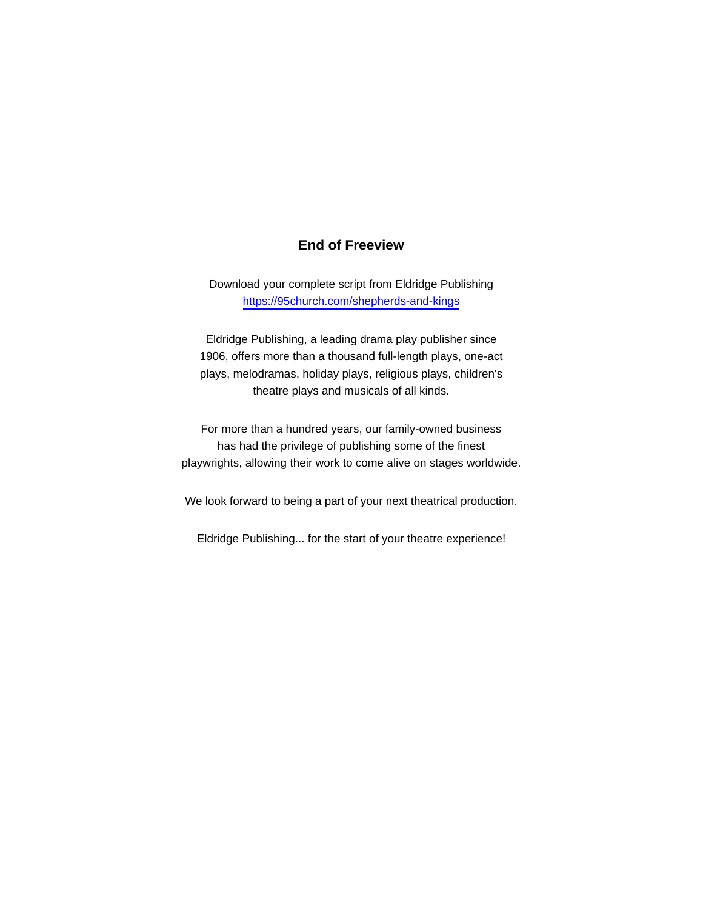## End of Freeview

Download your complete script from Eldridge Publishing
https://95church.com/shepherds-and-kings

Eldridge Publishing, a leading drama play publisher since 1906, offers more than a thousand full-length plays, one-act plays, melodramas, holiday plays, religious plays, children's theatre plays and musicals of all kinds.

For more than a hundred years, our family-owned business has had the privilege of publishing some of the finest playwrights, allowing their work to come alive on stages worldwide.

We look forward to being a part of your next theatrical production.

Eldridge Publishing... for the start of your theatre experience!